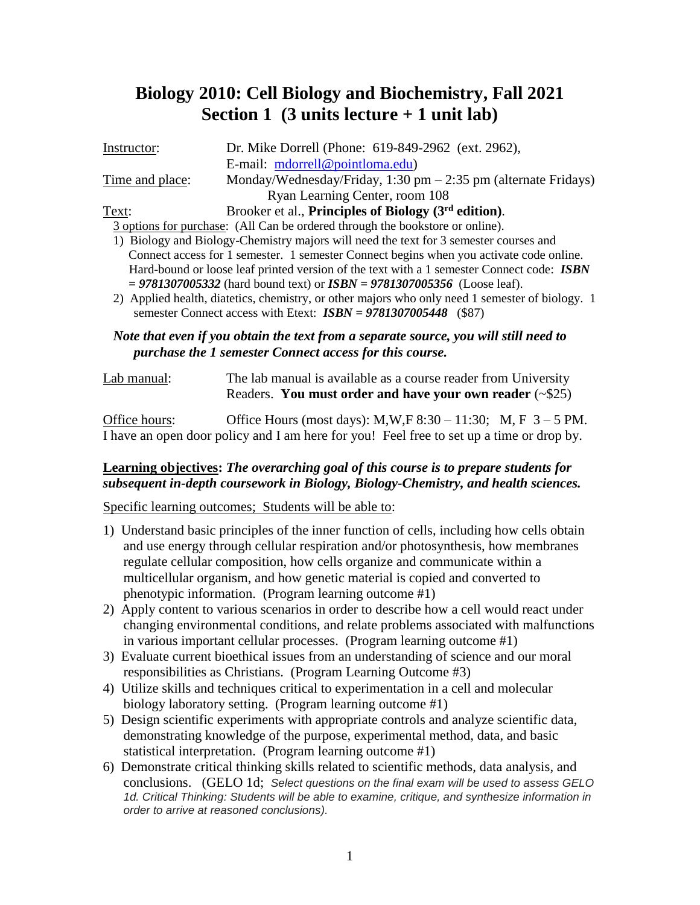# Biology 2010: Cell Biology and Biochemistry, Fall 2021
# Section 1 (3 units lecture + 1 unit lab)

Instructor: Dr. Mike Dorrell (Phone: 619-849-2962 (ext. 2962), E-mail: mdorrell@pointloma.edu)

Time and place: Monday/Wednesday/Friday, 1:30 pm – 2:35 pm (alternate Fridays) Ryan Learning Center, room 108

Text: Brooker et al., **Principles of Biology (3rd edition)**.

3 options for purchase: (All Can be ordered through the bookstore or online).

1) Biology and Biology-Chemistry majors will need the text for 3 semester courses and Connect access for 1 semester. 1 semester Connect begins when you activate code online. Hard-bound or loose leaf printed version of the text with a 1 semester Connect code: ***ISBN = 9781307005332*** (hard bound text) or ***ISBN = 9781307005356*** (Loose leaf).
2) Applied health, diatetics, chemistry, or other majors who only need 1 semester of biology. 1 semester Connect access with Etext: ***ISBN = 9781307005448*** ($87)

***Note that even if you obtain the text from a separate source, you will still need to purchase the 1 semester Connect access for this course.***

Lab manual: The lab manual is available as a course reader from University Readers. **You must order and have your own reader** (~$25)

Office hours: Office Hours (most days): M,W,F 8:30 – 11:30; M, F 3 – 5 PM. I have an open door policy and I am here for you! Feel free to set up a time or drop by.

**Learning objectives:** ***The overarching goal of this course is to prepare students for subsequent in-depth coursework in Biology, Biology-Chemistry, and health sciences.***

Specific learning outcomes; Students will be able to:

1) Understand basic principles of the inner function of cells, including how cells obtain and use energy through cellular respiration and/or photosynthesis, how membranes regulate cellular composition, how cells organize and communicate within a multicellular organism, and how genetic material is copied and converted to phenotypic information. (Program learning outcome #1)
2) Apply content to various scenarios in order to describe how a cell would react under changing environmental conditions, and relate problems associated with malfunctions in various important cellular processes. (Program learning outcome #1)
3) Evaluate current bioethical issues from an understanding of science and our moral responsibilities as Christians. (Program Learning Outcome #3)
4) Utilize skills and techniques critical to experimentation in a cell and molecular biology laboratory setting. (Program learning outcome #1)
5) Design scientific experiments with appropriate controls and analyze scientific data, demonstrating knowledge of the purpose, experimental method, data, and basic statistical interpretation. (Program learning outcome #1)
6) Demonstrate critical thinking skills related to scientific methods, data analysis, and conclusions. (GELO 1d; *Select questions on the final exam will be used to assess GELO 1d. Critical Thinking: Students will be able to examine, critique, and synthesize information in order to arrive at reasoned conclusions).*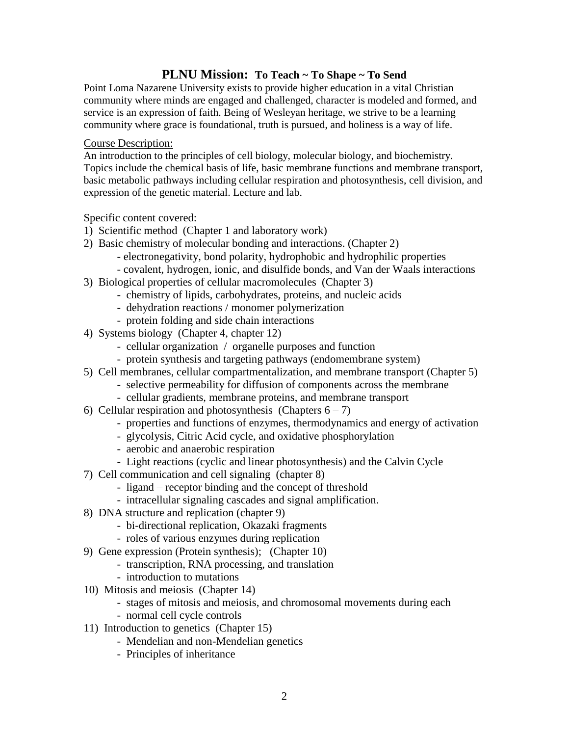## PLNU Mission: To Teach ~ To Shape ~ To Send

Point Loma Nazarene University exists to provide higher education in a vital Christian community where minds are engaged and challenged, character is modeled and formed, and service is an expression of faith. Being of Wesleyan heritage, we strive to be a learning community where grace is foundational, truth is pursued, and holiness is a way of life.

Course Description:

An introduction to the principles of cell biology, molecular biology, and biochemistry. Topics include the chemical basis of life, basic membrane functions and membrane transport, basic metabolic pathways including cellular respiration and photosynthesis, cell division, and expression of the genetic material. Lecture and lab.

Specific content covered:

1) Scientific method (Chapter 1 and laboratory work)
2) Basic chemistry of molecular bonding and interactions. (Chapter 2)
   - electronegativity, bond polarity, hydrophobic and hydrophilic properties
   - covalent, hydrogen, ionic, and disulfide bonds, and Van der Waals interactions
3) Biological properties of cellular macromolecules (Chapter 3)
   - chemistry of lipids, carbohydrates, proteins, and nucleic acids
   - dehydration reactions / monomer polymerization
   - protein folding and side chain interactions
4) Systems biology (Chapter 4, chapter 12)
   - cellular organization / organelle purposes and function
   - protein synthesis and targeting pathways (endomembrane system)
5) Cell membranes, cellular compartmentalization, and membrane transport (Chapter 5)
   - selective permeability for diffusion of components across the membrane
   - cellular gradients, membrane proteins, and membrane transport
6) Cellular respiration and photosynthesis (Chapters 6 – 7)
   - properties and functions of enzymes, thermodynamics and energy of activation
   - glycolysis, Citric Acid cycle, and oxidative phosphorylation
   - aerobic and anaerobic respiration
   - Light reactions (cyclic and linear photosynthesis) and the Calvin Cycle
7) Cell communication and cell signaling (chapter 8)
   - ligand – receptor binding and the concept of threshold
   - intracellular signaling cascades and signal amplification.
8) DNA structure and replication (chapter 9)
   - bi-directional replication, Okazaki fragments
   - roles of various enzymes during replication
9) Gene expression (Protein synthesis); (Chapter 10)
   - transcription, RNA processing, and translation
   - introduction to mutations
10) Mitosis and meiosis (Chapter 14)
    - stages of mitosis and meiosis, and chromosomal movements during each
    - normal cell cycle controls
11) Introduction to genetics (Chapter 15)
    - Mendelian and non-Mendelian genetics
    - Principles of inheritance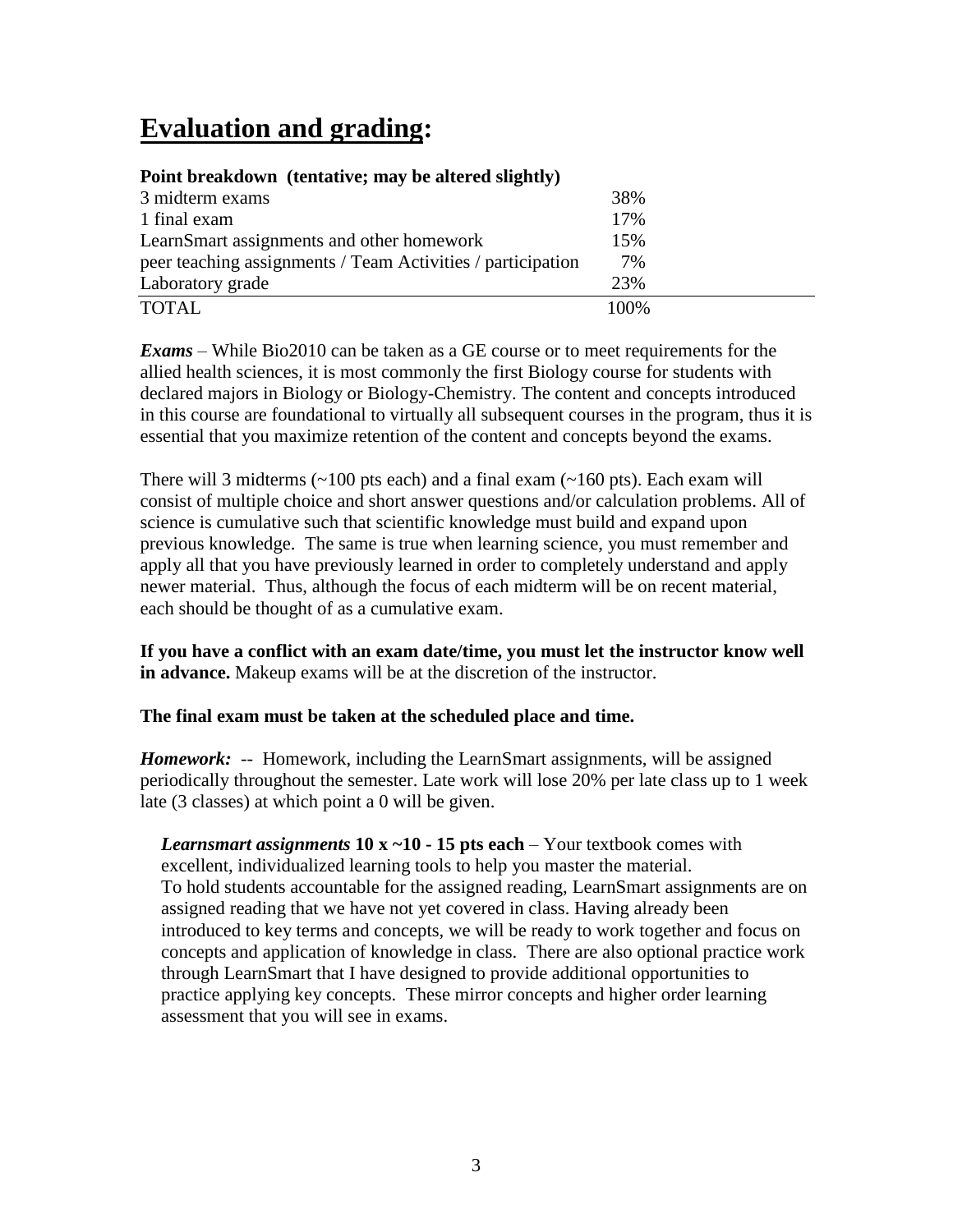# **Evaluation and grading:**

**Point breakdown (tentative; may be altered slightly)**

| | |
|---|---|
| 3 midterm exams | 38% |
| 1 final exam | 17% |
| LearnSmart assignments and other homework | 15% |
| peer teaching assignments / Team Activities / participation | 7% |
| Laboratory grade | 23% |
| TOTAL | 100% |

***Exams*** – While Bio2010 can be taken as a GE course or to meet requirements for the allied health sciences, it is most commonly the first Biology course for students with declared majors in Biology or Biology-Chemistry. The content and concepts introduced in this course are foundational to virtually all subsequent courses in the program, thus it is essential that you maximize retention of the content and concepts beyond the exams.

There will 3 midterms (~100 pts each) and a final exam (~160 pts). Each exam will consist of multiple choice and short answer questions and/or calculation problems. All of science is cumulative such that scientific knowledge must build and expand upon previous knowledge. The same is true when learning science, you must remember and apply all that you have previously learned in order to completely understand and apply newer material. Thus, although the focus of each midterm will be on recent material, each should be thought of as a cumulative exam.

**If you have a conflict with an exam date/time, you must let the instructor know well in advance.** Makeup exams will be at the discretion of the instructor.

**The final exam must be taken at the scheduled place and time.**

***Homework:*** -- Homework, including the LearnSmart assignments, will be assigned periodically throughout the semester. Late work will lose 20% per late class up to 1 week late (3 classes) at which point a 0 will be given.

***Learnsmart assignments* 10 x ~10 - 15 pts each** – Your textbook comes with excellent, individualized learning tools to help you master the material. To hold students accountable for the assigned reading, LearnSmart assignments are on assigned reading that we have not yet covered in class. Having already been introduced to key terms and concepts, we will be ready to work together and focus on concepts and application of knowledge in class. There are also optional practice work through LearnSmart that I have designed to provide additional opportunities to practice applying key concepts. These mirror concepts and higher order learning assessment that you will see in exams.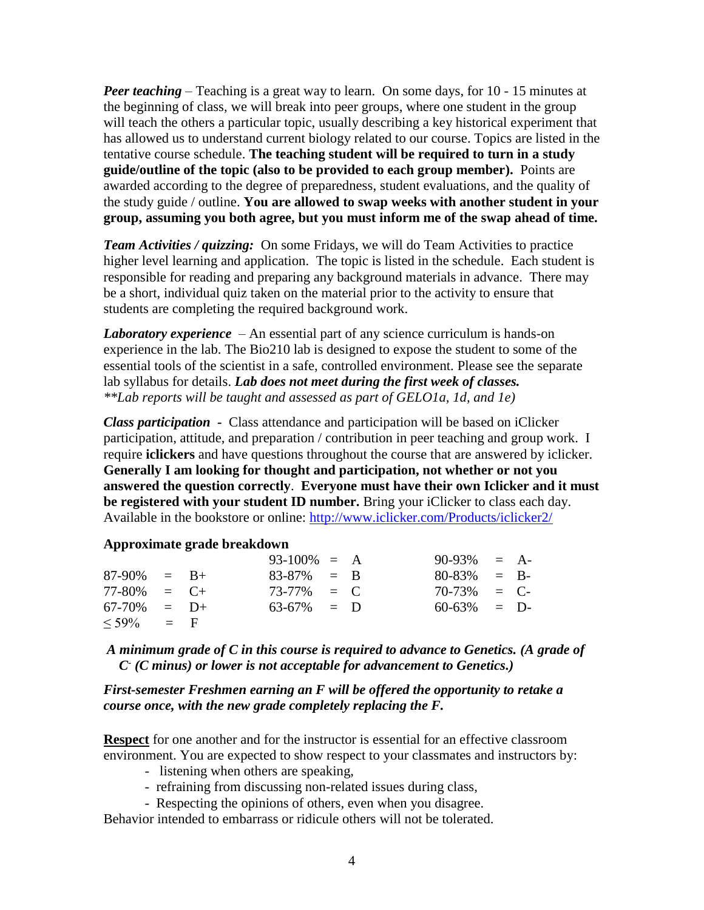***Peer teaching*** – Teaching is a great way to learn. On some days, for 10 - 15 minutes at the beginning of class, we will break into peer groups, where one student in the group will teach the others a particular topic, usually describing a key historical experiment that has allowed us to understand current biology related to our course. Topics are listed in the tentative course schedule. **The teaching student will be required to turn in a study guide/outline of the topic (also to be provided to each group member).** Points are awarded according to the degree of preparedness, student evaluations, and the quality of the study guide / outline. **You are allowed to swap weeks with another student in your group, assuming you both agree, but you must inform me of the swap ahead of time.**

***Team Activities / quizzing:*** On some Fridays, we will do Team Activities to practice higher level learning and application. The topic is listed in the schedule. Each student is responsible for reading and preparing any background materials in advance. There may be a short, individual quiz taken on the material prior to the activity to ensure that students are completing the required background work.

***Laboratory experience*** – An essential part of any science curriculum is hands-on experience in the lab. The Bio210 lab is designed to expose the student to some of the essential tools of the scientist in a safe, controlled environment. Please see the separate lab syllabus for details. ***Lab does not meet during the first week of classes.***
*\*\*Lab reports will be taught and assessed as part of GELO1a, 1d, and 1e)*

***Class participation*** **-** Class attendance and participation will be based on iClicker participation, attitude, and preparation / contribution in peer teaching and group work. I require **iclickers** and have questions throughout the course that are answered by iclicker. **Generally I am looking for thought and participation, not whether or not you answered the question correctly**. **Everyone must have their own Iclicker and it must be registered with your student ID number.** Bring your iClicker to class each day. Available in the bookstore or online: http://www.iclicker.com/Products/iclicker2/

**Approximate grade breakdown**

| | | |
|---|---|---|
| | 93-100% = A | 90-93% = A- |
| 87-90% = B+ | 83-87% = B | 80-83% = B- |
| 77-80% = C+ | 73-77% = C | 70-73% = C- |
| 67-70% = D+ | 63-67% = D | 60-63% = D- |
| ≤ 59% = F | | |

***A minimum grade of C in this course is required to advance to Genetics. (A grade of C- (C minus) or lower is not acceptable for advancement to Genetics.)***

***First-semester Freshmen earning an F will be offered the opportunity to retake a course once, with the new grade completely replacing the F.***

**Respect** for one another and for the instructor is essential for an effective classroom environment. You are expected to show respect to your classmates and instructors by:

- listening when others are speaking,
- refraining from discussing non-related issues during class,
- Respecting the opinions of others, even when you disagree.

Behavior intended to embarrass or ridicule others will not be tolerated.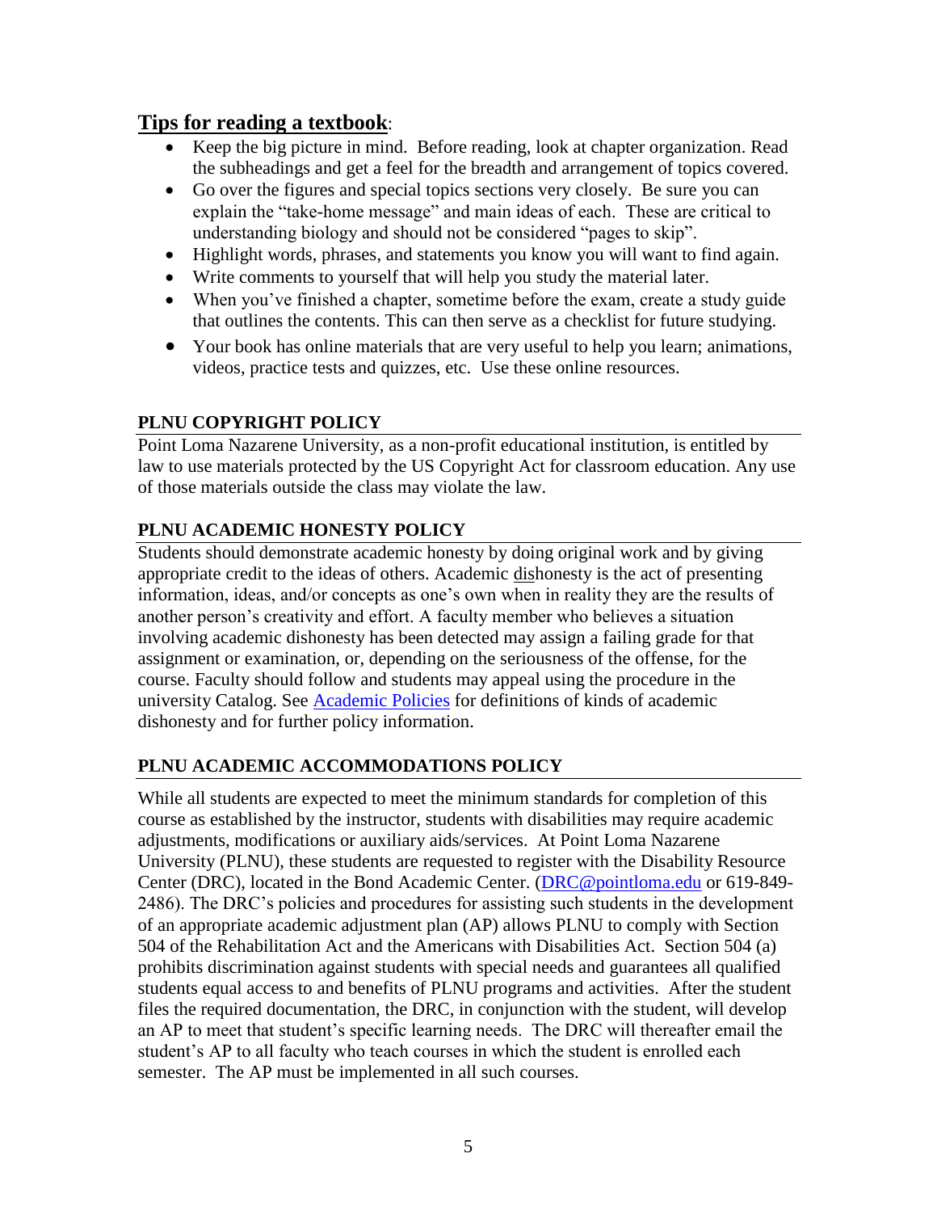## **Tips for reading a textbook**:

- Keep the big picture in mind. Before reading, look at chapter organization. Read the subheadings and get a feel for the breadth and arrangement of topics covered.
- Go over the figures and special topics sections very closely. Be sure you can explain the "take-home message" and main ideas of each. These are critical to understanding biology and should not be considered "pages to skip".
- Highlight words, phrases, and statements you know you will want to find again.
- Write comments to yourself that will help you study the material later.
- When you've finished a chapter, sometime before the exam, create a study guide that outlines the contents. This can then serve as a checklist for future studying.
- Your book has online materials that are very useful to help you learn; animations, videos, practice tests and quizzes, etc. Use these online resources.

### PLNU COPYRIGHT POLICY

Point Loma Nazarene University, as a non-profit educational institution, is entitled by law to use materials protected by the US Copyright Act for classroom education. Any use of those materials outside the class may violate the law.

### PLNU ACADEMIC HONESTY POLICY

Students should demonstrate academic honesty by doing original work and by giving appropriate credit to the ideas of others. Academic dishonesty is the act of presenting information, ideas, and/or concepts as one's own when in reality they are the results of another person's creativity and effort. A faculty member who believes a situation involving academic dishonesty has been detected may assign a failing grade for that assignment or examination, or, depending on the seriousness of the offense, for the course. Faculty should follow and students may appeal using the procedure in the university Catalog. See [Academic Policies] for definitions of kinds of academic dishonesty and for further policy information.

### PLNU ACADEMIC ACCOMMODATIONS POLICY

While all students are expected to meet the minimum standards for completion of this course as established by the instructor, students with disabilities may require academic adjustments, modifications or auxiliary aids/services. At Point Loma Nazarene University (PLNU), these students are requested to register with the Disability Resource Center (DRC), located in the Bond Academic Center. (DRC@pointloma.edu or 619-849-2486). The DRC's policies and procedures for assisting such students in the development of an appropriate academic adjustment plan (AP) allows PLNU to comply with Section 504 of the Rehabilitation Act and the Americans with Disabilities Act. Section 504 (a) prohibits discrimination against students with special needs and guarantees all qualified students equal access to and benefits of PLNU programs and activities. After the student files the required documentation, the DRC, in conjunction with the student, will develop an AP to meet that student's specific learning needs. The DRC will thereafter email the student's AP to all faculty who teach courses in which the student is enrolled each semester. The AP must be implemented in all such courses.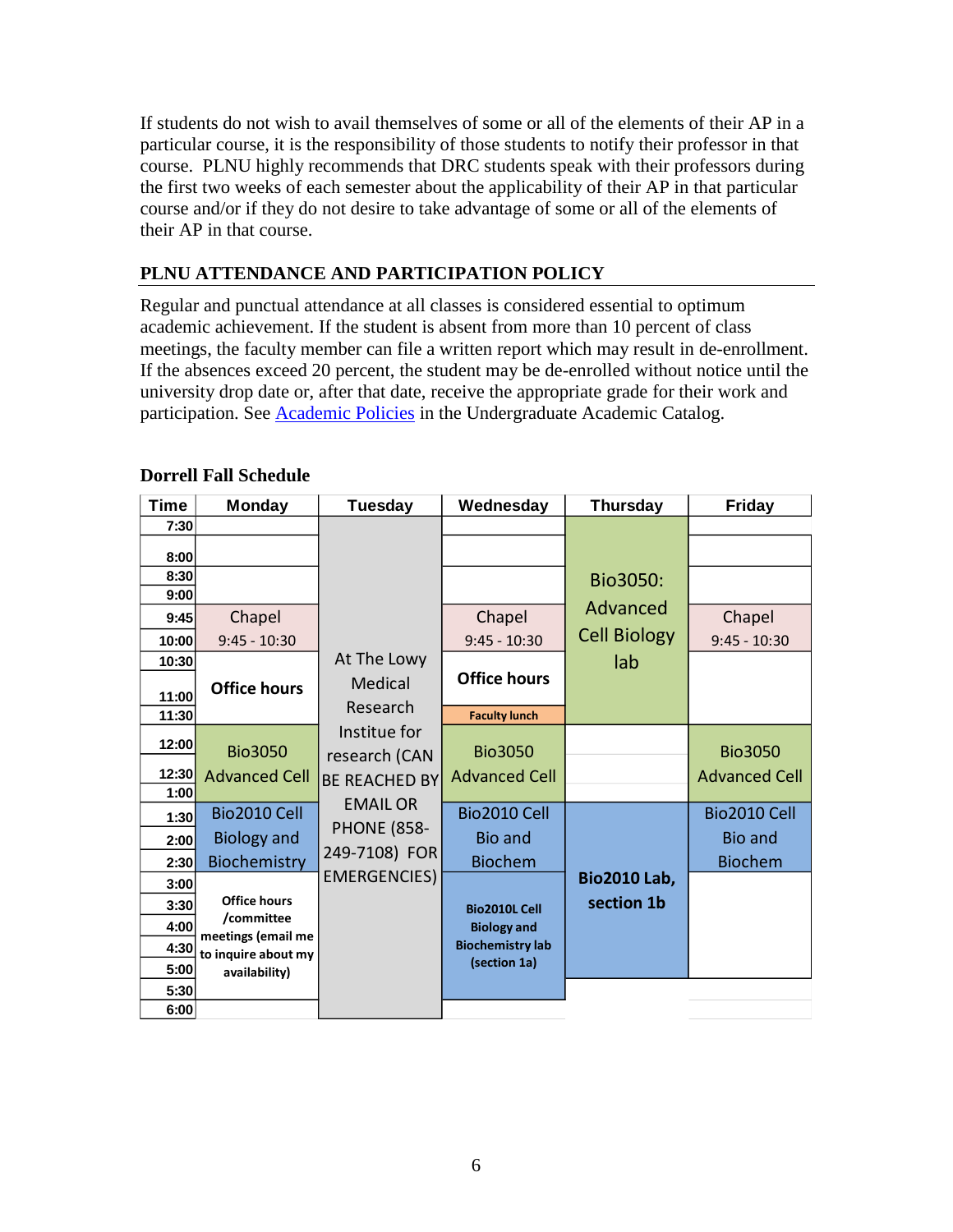If students do not wish to avail themselves of some or all of the elements of their AP in a particular course, it is the responsibility of those students to notify their professor in that course. PLNU highly recommends that DRC students speak with their professors during the first two weeks of each semester about the applicability of their AP in that particular course and/or if they do not desire to take advantage of some or all of the elements of their AP in that course.

## PLNU ATTENDANCE AND PARTICIPATION POLICY

Regular and punctual attendance at all classes is considered essential to optimum academic achievement. If the student is absent from more than 10 percent of class meetings, the faculty member can file a written report which may result in de-enrollment. If the absences exceed 20 percent, the student may be de-enrolled without notice until the university drop date or, after that date, receive the appropriate grade for their work and participation. See [Academic Policies]() in the Undergraduate Academic Catalog.

**Dorrell Fall Schedule**

| Time | Monday | Tuesday | Wednesday | Thursday | Friday |
|---|---|---|---|---|---|
| 7:30 | | At The Lowy Medical Research Institue for research (CAN BE REACHED BY EMAIL OR PHONE (858-249-7108) FOR EMERGENCIES) (7:30 - 6:00) | | Bio3050: Advanced Cell Biology lab (7:30 - 11:30) | |
| 8:00 | | | | | |
| 8:30 | | | | | |
| 9:00 | | | | | |
| 9:45 | Chapel 9:45 - 10:30 | | Chapel 9:45 - 10:30 | | Chapel 9:45 - 10:30 |
| 10:00 | | | | | |
| 10:30 | Office hours | | Office hours | | |
| 11:00 | | | | | |
| 11:30 | | | Faculty lunch | | |
| 12:00 | Bio3050 Advanced Cell | | Bio3050 Advanced Cell | | Bio3050 Advanced Cell |
| 12:30 | | | | | |
| 1:00 | | | | | |
| 1:30 | Bio2010 Cell Biology and Biochemistry | | Bio2010 Cell Bio and Biochem | Bio2010 Lab, section 1b (1:30 - 5:00) | Bio2010 Cell Bio and Biochem |
| 2:00 | | | | | |
| 2:30 | | | | | |
| 3:00 | Office hours /committee meetings (email me to inquire about my availability) | | Bio2010L Cell Biology and Biochemistry lab (section 1a) | | |
| 3:30 | | | | | |
| 4:00 | | | | | |
| 4:30 | | | | | |
| 5:00 | | | | | |
| 5:30 | | | | | |
| 6:00 | | | | | |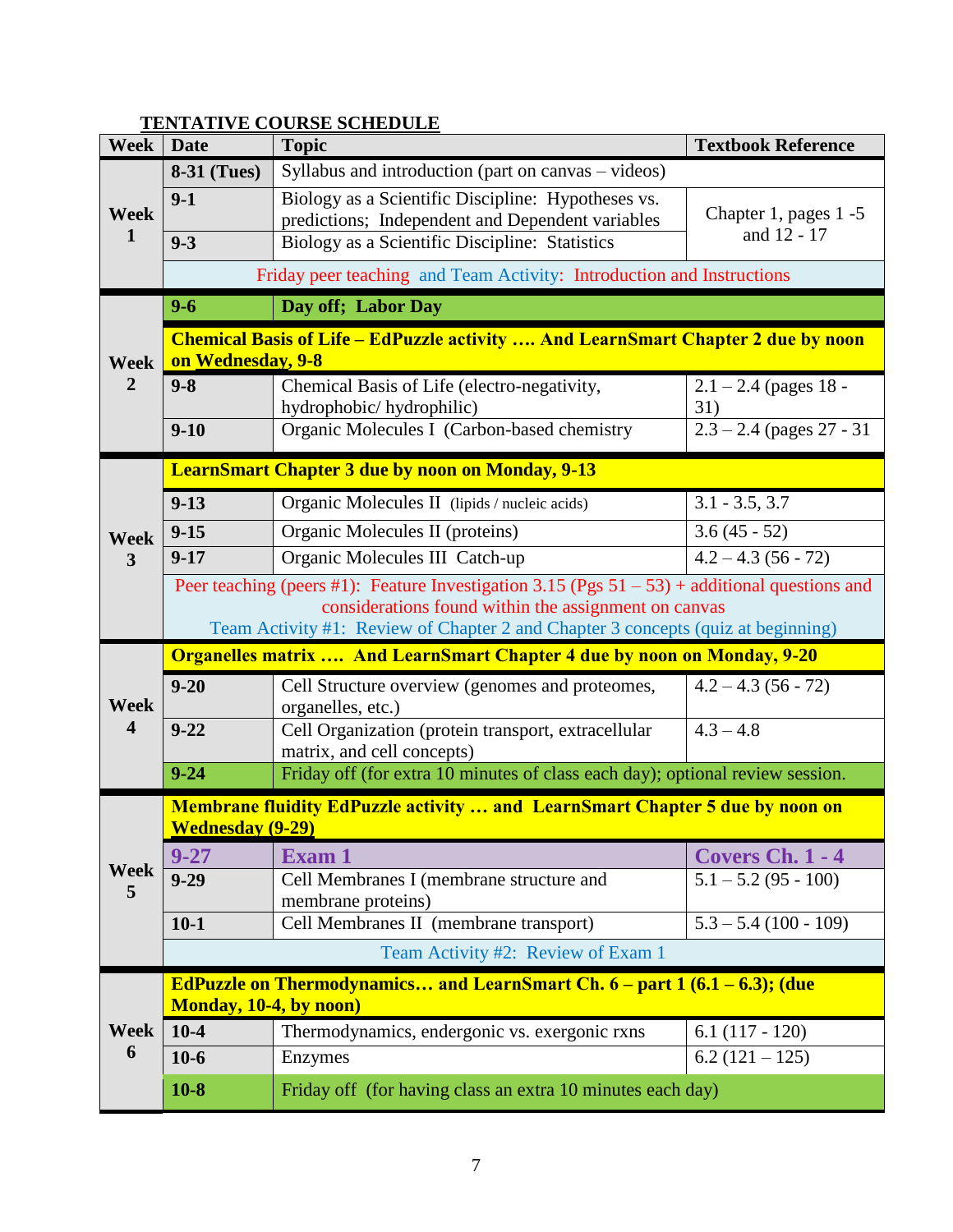**TENTATIVE COURSE SCHEDULE**

| Week | Date | Topic | Textbook Reference |
|---|---|---|---|
| Week 1 | 8-31 (Tues) | Syllabus and introduction (part on canvas – videos) | |
| | 9-1 | Biology as a Scientific Discipline: Hypotheses vs. predictions; Independent and Dependent variables | Chapter 1, pages 1 -5 and 12 - 17 |
| | 9-3 | Biology as a Scientific Discipline: Statistics | |
| | | Friday peer teaching and Team Activity: Introduction and Instructions | |
| Week 2 | 9-6 | **Day off; Labor Day** | |
| | | **Chemical Basis of Life – EdPuzzle activity …. And LearnSmart Chapter 2 due by noon on Wednesday, 9-8** | |
| | 9-8 | Chemical Basis of Life (electro-negativity, hydrophobic/ hydrophilic) | 2.1 – 2.4 (pages 18 - 31) |
| | 9-10 | Organic Molecules I (Carbon-based chemistry | 2.3 – 2.4 (pages 27 - 31 |
| Week 3 | | **LearnSmart Chapter 3 due by noon on Monday, 9-13** | |
| | 9-13 | Organic Molecules II (lipids / nucleic acids) | 3.1 - 3.5, 3.7 |
| | 9-15 | Organic Molecules II (proteins) | 3.6 (45 - 52) |
| | 9-17 | Organic Molecules III Catch-up | 4.2 – 4.3 (56 - 72) |
| | | Peer teaching (peers #1): Feature Investigation 3.15 (Pgs 51 – 53) + additional questions and considerations found within the assignment on canvas<br>Team Activity #1: Review of Chapter 2 and Chapter 3 concepts (quiz at beginning) | |
| Week 4 | | **Organelles matrix …. And LearnSmart Chapter 4 due by noon on Monday, 9-20** | |
| | 9-20 | Cell Structure overview (genomes and proteomes, organelles, etc.) | 4.2 – 4.3 (56 - 72) |
| | 9-22 | Cell Organization (protein transport, extracellular matrix, and cell concepts) | 4.3 – 4.8 |
| | 9-24 | Friday off (for extra 10 minutes of class each day); optional review session. | |
| Week 5 | | **Membrane fluidity EdPuzzle activity … and LearnSmart Chapter 5 due by noon on Wednesday (9-29)** | |
| | **9-27** | **Exam 1** | **Covers Ch. 1 - 4** |
| | 9-29 | Cell Membranes I (membrane structure and membrane proteins) | 5.1 – 5.2 (95 - 100) |
| | 10-1 | Cell Membranes II (membrane transport) | 5.3 – 5.4 (100 - 109) |
| | | Team Activity #2: Review of Exam 1 | |
| Week 6 | | **EdPuzzle on Thermodynamics… and LearnSmart Ch. 6 – part 1 (6.1 – 6.3); (due Monday, 10-4, by noon)** | |
| | 10-4 | Thermodynamics, endergonic vs. exergonic rxns | 6.1 (117 - 120) |
| | 10-6 | Enzymes | 6.2 (121 – 125) |
| | 10-8 | Friday off (for having class an extra 10 minutes each day) | |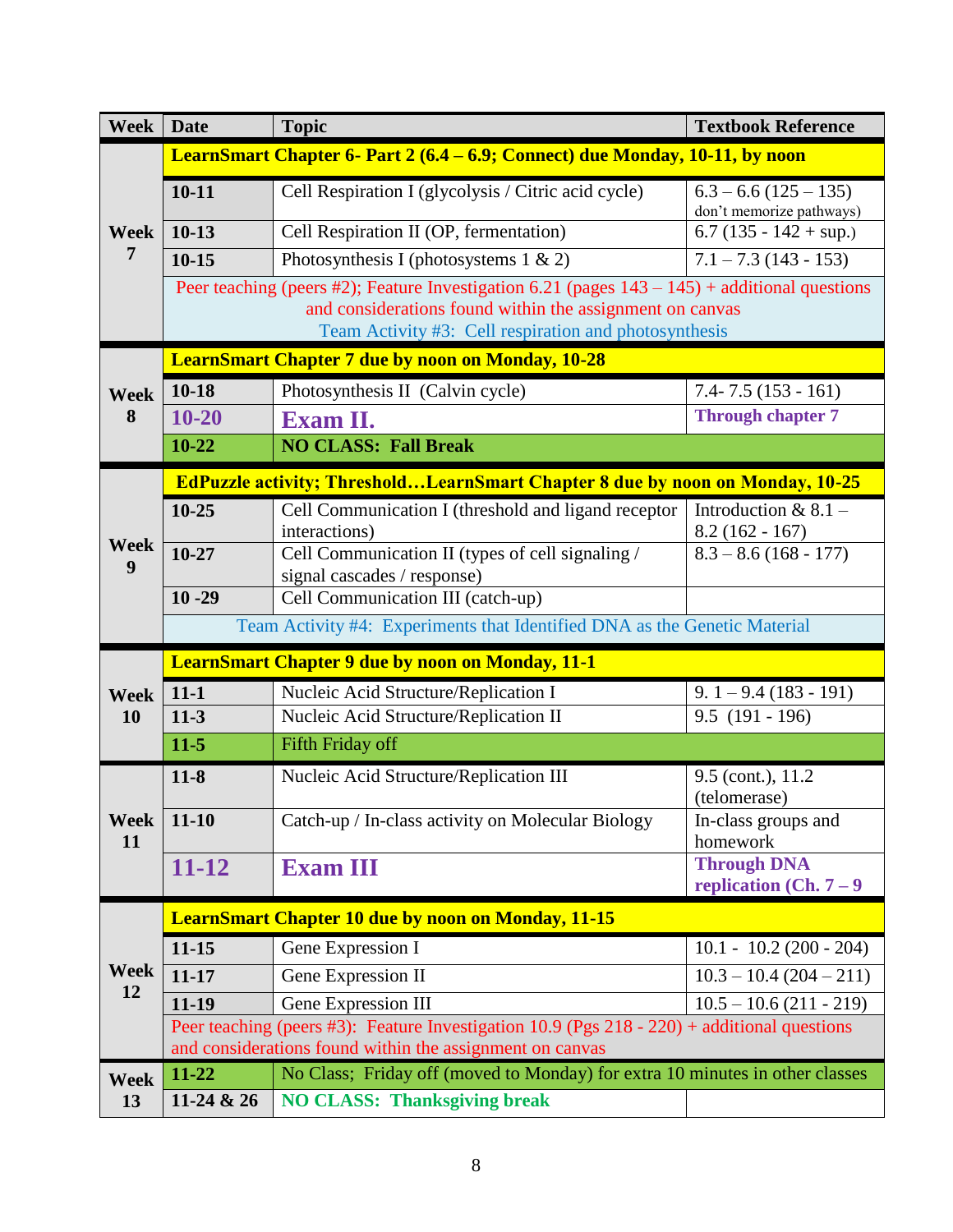| Week | Date | Topic | Textbook Reference |
|---|---|---|---|
| Week 7 | **LearnSmart Chapter 6- Part 2 (6.4 – 6.9; Connect) due Monday, 10-11, by noon** | | |
| | 10-11 | Cell Respiration I (glycolysis / Citric acid cycle) | 6.3 – 6.6 (125 – 135) don't memorize pathways) |
| | 10-13 | Cell Respiration II (OP, fermentation) | 6.7 (135 - 142 + sup.) |
| | 10-15 | Photosynthesis I (photosystems 1 & 2) | 7.1 – 7.3 (143 - 153) |
| | Peer teaching (peers #2); Feature Investigation 6.21 (pages 143 – 145) + additional questions and considerations found within the assignment on canvas<br>Team Activity #3: Cell respiration and photosynthesis | | |
| Week 8 | **LearnSmart Chapter 7 due by noon on Monday, 10-28** | | |
| | 10-18 | Photosynthesis II (Calvin cycle) | 7.4- 7.5 (153 - 161) |
| | **10-20** | **Exam II.** | **Through chapter 7** |
| | 10-22 | **NO CLASS: Fall Break** | |
| Week 9 | **EdPuzzle activity; Threshold…LearnSmart Chapter 8 due by noon on Monday, 10-25** | | |
| | 10-25 | Cell Communication I (threshold and ligand receptor interactions) | Introduction & 8.1 – 8.2 (162 - 167) |
| | 10-27 | Cell Communication II (types of cell signaling / signal cascades / response) | 8.3 – 8.6 (168 - 177) |
| | 10 -29 | Cell Communication III (catch-up) | |
| | Team Activity #4: Experiments that Identified DNA as the Genetic Material | | |
| Week 10 | **LearnSmart Chapter 9 due by noon on Monday, 11-1** | | |
| | 11-1 | Nucleic Acid Structure/Replication I | 9. 1 – 9.4 (183 - 191) |
| | 11-3 | Nucleic Acid Structure/Replication II | 9.5 (191 - 196) |
| | 11-5 | Fifth Friday off | |
| Week 11 | 11-8 | Nucleic Acid Structure/Replication III | 9.5 (cont.), 11.2 (telomerase) |
| | 11-10 | Catch-up / In-class activity on Molecular Biology | In-class groups and homework |
| | **11-12** | **Exam III** | **Through DNA replication (Ch. 7 – 9** |
| Week 12 | **LearnSmart Chapter 10 due by noon on Monday, 11-15** | | |
| | 11-15 | Gene Expression I | 10.1 - 10.2 (200 - 204) |
| | 11-17 | Gene Expression II | 10.3 – 10.4 (204 – 211) |
| | 11-19 | Gene Expression III | 10.5 – 10.6 (211 - 219) |
| | Peer teaching (peers #3): Feature Investigation 10.9 (Pgs 218 - 220) + additional questions and considerations found within the assignment on canvas | | |
| Week 13 | 11-22 | No Class; Friday off (moved to Monday) for extra 10 minutes in other classes | |
| | 11-24 & 26 | **NO CLASS: Thanksgiving break** | |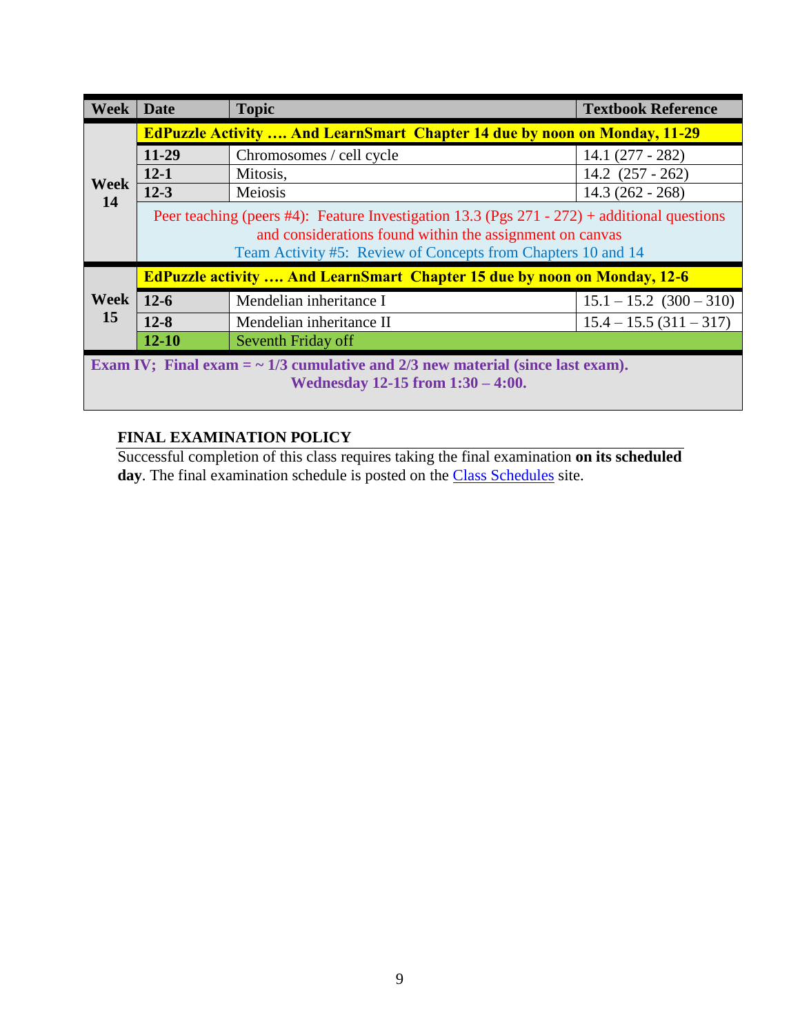| Week | Date | Topic | Textbook Reference |
|---|---|---|---|
| Week 14 | **EdPuzzle Activity …. And LearnSmart Chapter 14 due by noon on Monday, 11-29** | | |
| | **11-29** | Chromosomes / cell cycle | 14.1 (277 - 282) |
| | **12-1** | Mitosis, | 14.2 (257 - 262) |
| | **12-3** | Meiosis | 14.3 (262 - 268) |
| | Peer teaching (peers #4): Feature Investigation 13.3 (Pgs 271 - 272) + additional questions and considerations found within the assignment on canvas<br>Team Activity #5: Review of Concepts from Chapters 10 and 14 | | |
| Week 15 | **EdPuzzle activity …. And LearnSmart Chapter 15 due by noon on Monday, 12-6** | | |
| | **12-6** | Mendelian inheritance I | 15.1 – 15.2 (300 – 310) |
| | **12-8** | Mendelian inheritance II | 15.4 – 15.5 (311 – 317) |
| | **12-10** | Seventh Friday off | |
| **Exam IV; Final exam = ~ 1/3 cumulative and 2/3 new material (since last exam). Wednesday 12-15 from 1:30 – 4:00.** | | | |

## FINAL EXAMINATION POLICY

Successful completion of this class requires taking the final examination **on its scheduled day**. The final examination schedule is posted on the Class Schedules site.